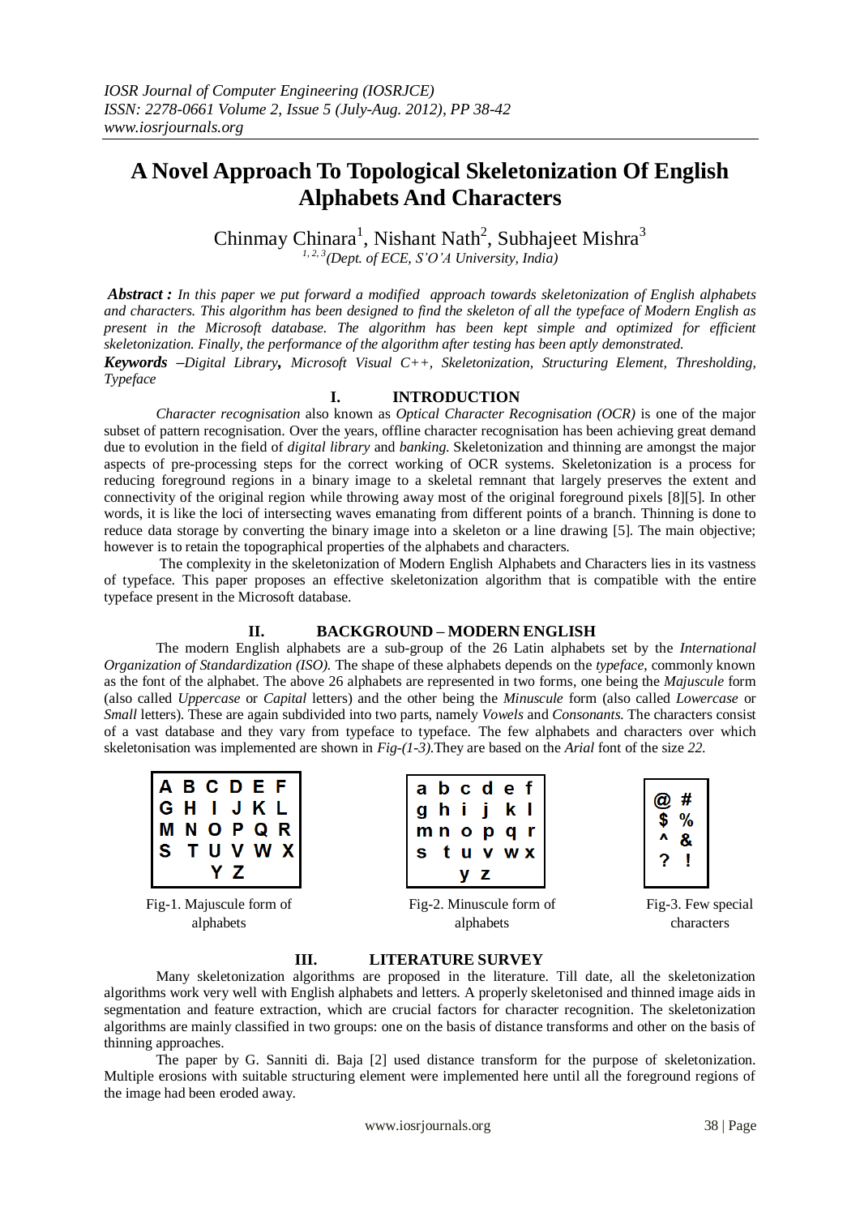# A Novel Approach To Topological Skeletonization Of English Alphabets And Characters

Chinmay Chinara[1], Nishant Nath[2], Subhajeet Mishra[3]

[1, 2, 3](Dept. of ECE, S'O'A University, India)

***Abstract :*** *In this paper we put forward a modified approach towards skeletonization of English alphabets and characters. This algorithm has been designed to find the skeleton of all the typeface of Modern English as present in the Microsoft database. The algorithm has been kept simple and optimized for efficient skeletonization. Finally, the performance of the algorithm after testing has been aptly demonstrated.*

***Keywords*** *–Digital Library,* ***,*** *Microsoft Visual C++, Skeletonization, Structuring Element, Thresholding, Typeface*

## I. INTRODUCTION

*Character recognisation* also known as *Optical Character Recognisation (OCR)* is one of the major subset of pattern recognisation. Over the years, offline character recognisation has been achieving great demand due to evolution in the field of *digital library* and *banking.* Skeletonization and thinning are amongst the major aspects of pre-processing steps for the correct working of OCR systems. Skeletonization is a process for reducing foreground regions in a binary image to a skeletal remnant that largely preserves the extent and connectivity of the original region while throwing away most of the original foreground pixels [8][5]. In other words, it is like the loci of intersecting waves emanating from different points of a branch. Thinning is done to reduce data storage by converting the binary image into a skeleton or a line drawing [5]. The main objective; however is to retain the topographical properties of the alphabets and characters.

The complexity in the skeletonization of Modern English Alphabets and Characters lies in its vastness of typeface. This paper proposes an effective skeletonization algorithm that is compatible with the entire typeface present in the Microsoft database.

## II. BACKGROUND – MODERN ENGLISH

The modern English alphabets are a sub-group of the 26 Latin alphabets set by the *International Organization of Standardization (ISO).* The shape of these alphabets depends on the *typeface*, commonly known as the font of the alphabet. The above 26 alphabets are represented in two forms, one being the *Majuscule* form (also called *Uppercase* or *Capital* letters) and the other being the *Minuscule* form (also called *Lowercase* or *Small* letters). These are again subdivided into two parts, namely *Vowels* and *Consonants.* The characters consist of a vast database and they vary from typeface to typeface. The few alphabets and characters over which skeletonisation was implemented are shown in *Fig-(1-3).*They are based on the *Arial* font of the size *22.*

A B C D E F
G H I J K L
M N O P Q R
S T U V W X
Y Z

Fig-1. Majuscule form of alphabets

a b c d e f
g h i j k l
m n o p q r
s t u v w x
y z

Fig-2. Minuscule form of alphabets

@ #
$ %
^ &
? !

Fig-3. Few special characters

## III. LITERATURE SURVEY

Many skeletonization algorithms are proposed in the literature. Till date, all the skeletonization algorithms work very well with English alphabets and letters. A properly skeletonised and thinned image aids in segmentation and feature extraction, which are crucial factors for character recognition. The skeletonization algorithms are mainly classified in two groups: one on the basis of distance transforms and other on the basis of thinning approaches.

The paper by G. Sanniti di. Baja [2] used distance transform for the purpose of skeletonization. Multiple erosions with suitable structuring element were implemented here until all the foreground regions of the image had been eroded away.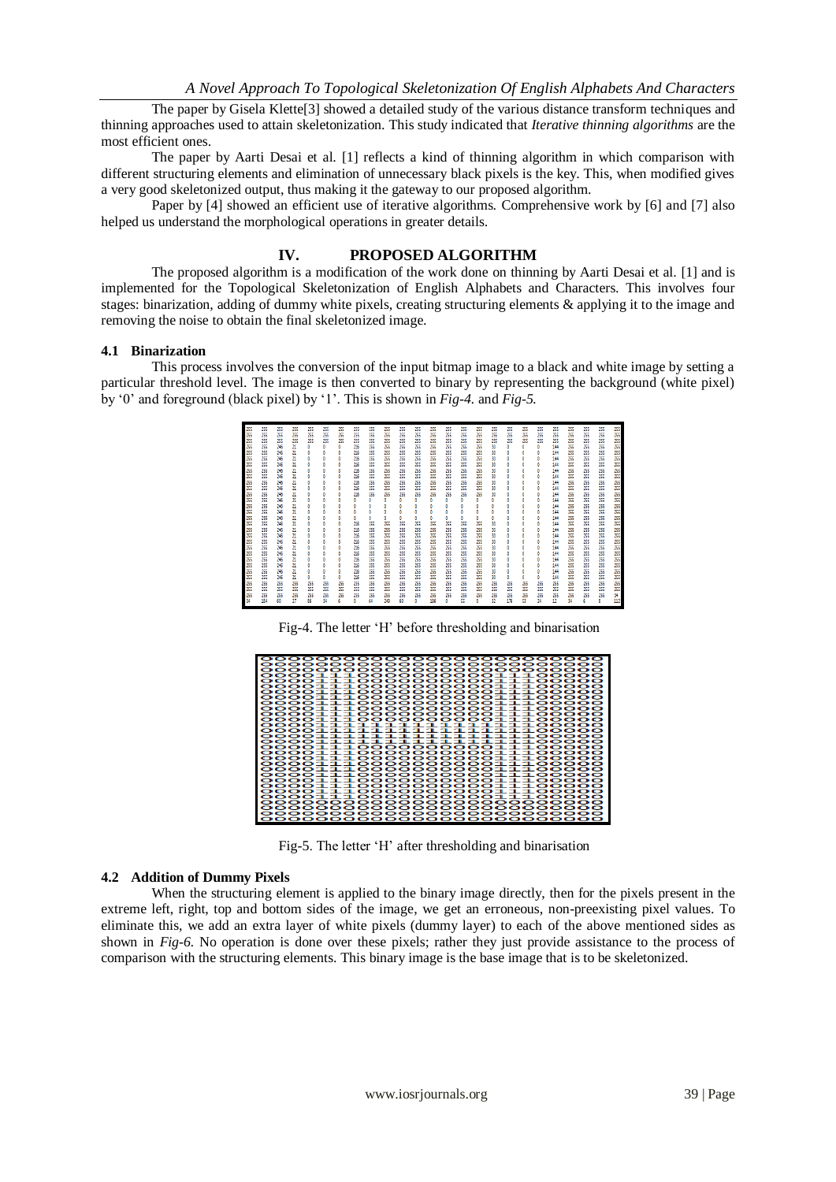The paper by Gisela Klette[3] showed a detailed study of the various distance transform techniques and thinning approaches used to attain skeletonization. This study indicated that *Iterative thinning algorithms* are the most efficient ones.

The paper by Aarti Desai et al. [1] reflects a kind of thinning algorithm in which comparison with different structuring elements and elimination of unnecessary black pixels is the key. This, when modified gives a very good skeletonized output, thus making it the gateway to our proposed algorithm.

Paper by [4] showed an efficient use of iterative algorithms. Comprehensive work by [6] and [7] also helped us understand the morphological operations in greater details.

## IV. PROPOSED ALGORITHM

The proposed algorithm is a modification of the work done on thinning by Aarti Desai et al. [1] and is implemented for the Topological Skeletonization of English Alphabets and Characters. This involves four stages: binarization, adding of dummy white pixels, creating structuring elements & applying it to the image and removing the noise to obtain the final skeletonized image.

### 4.1 Binarization

This process involves the conversion of the input bitmap image to a black and white image by setting a particular threshold level. The image is then converted to binary by representing the background (white pixel) by '0' and foreground (black pixel) by '1'. This is shown in *Fig-4.* and *Fig-5.*

Fig-4. The letter 'H' before thresholding and binarisation

Fig-5. The letter 'H' after thresholding and binarisation

### 4.2 Addition of Dummy Pixels

When the structuring element is applied to the binary image directly, then for the pixels present in the extreme left, right, top and bottom sides of the image, we get an erroneous, non-preexisting pixel values. To eliminate this, we add an extra layer of white pixels (dummy layer) to each of the above mentioned sides as shown in *Fig-6.* No operation is done over these pixels; rather they just provide assistance to the process of comparison with the structuring elements. This binary image is the base image that is to be skeletonized.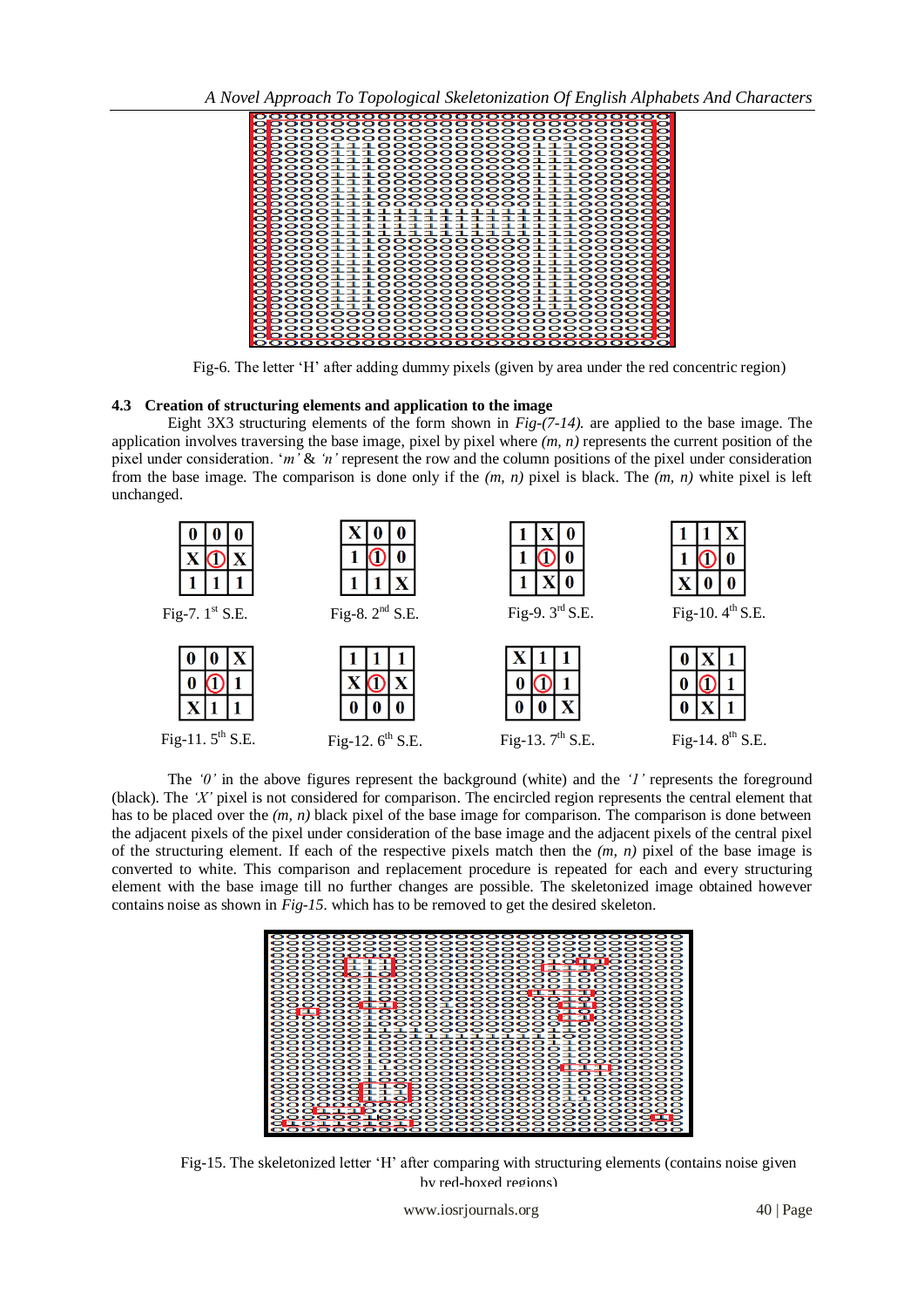Fig-6. The letter 'H' after adding dummy pixels (given by area under the red concentric region)

### 4.3 Creation of structuring elements and application to the image

Eight 3X3 structuring elements of the form shown in *Fig-(7-14).* are applied to the base image. The application involves traversing the base image, pixel by pixel where *(m, n)* represents the current position of the pixel under consideration. '*m*' & *'n'* represent the row and the column positions of the pixel under consideration from the base image. The comparison is done only if the *(m, n)* pixel is black. The *(m, n)* white pixel is left unchanged.

| 0 | 0 | 0 |
|---|---|---|
| X | ① | X |
| 1 | 1 | 1 |

Fig-7. 1st S.E.

| X | 0 | 0 |
|---|---|---|
| 1 | ① | 0 |
| 1 | 1 | X |

Fig-8. 2nd S.E.

| 1 | X | 0 |
|---|---|---|
| 1 | ① | 0 |
| 1 | X | 0 |

Fig-9. 3rd S.E.

| 1 | 1 | X |
|---|---|---|
| 1 | ① | 0 |
| X | 0 | 0 |

Fig-10. 4th S.E.

| 0 | 0 | X |
|---|---|---|
| 0 | ① | 1 |
| X | 1 | 1 |

Fig-11. 5th S.E.

| 1 | 1 | 1 |
|---|---|---|
| X | ① | X |
| 0 | 0 | 0 |

Fig-12. 6th S.E.

| X | 1 | 1 |
|---|---|---|
| 0 | ① | 1 |
| 0 | 0 | X |

Fig-13. 7th S.E.

| 0 | X | 1 |
|---|---|---|
| 0 | ① | 1 |
| 0 | X | 1 |

Fig-14. 8th S.E.

The *'0'* in the above figures represent the background (white) and the *'1'* represents the foreground (black). The *'X'* pixel is not considered for comparison. The encircled region represents the central element that has to be placed over the *(m, n)* black pixel of the base image for comparison. The comparison is done between the adjacent pixels of the pixel under consideration of the base image and the adjacent pixels of the central pixel of the structuring element. If each of the respective pixels match then the *(m, n)* pixel of the base image is converted to white. This comparison and replacement procedure is repeated for each and every structuring element with the base image till no further changes are possible. The skeletonized image obtained however contains noise as shown in *Fig-15.* which has to be removed to get the desired skeleton.

Fig-15. The skeletonized letter 'H' after comparing with structuring elements (contains noise given by red-boxed regions)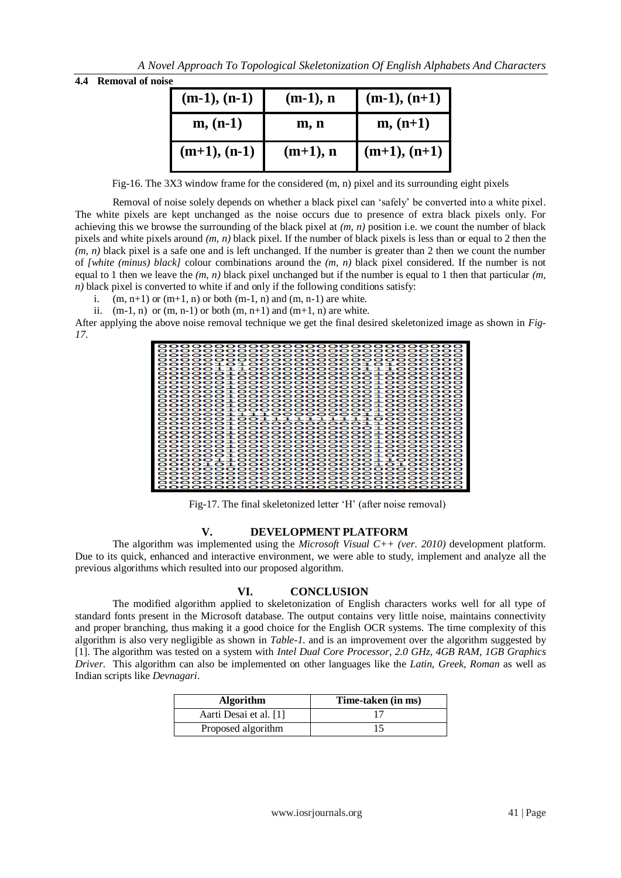### 4.4 Removal of noise

| (m-1), (n-1) | (m-1), n | (m-1), (n+1) |
|---|---|---|
| m, (n-1) | m, n | m, (n+1) |
| (m+1), (n-1) | (m+1), n | (m+1), (n+1) |

Fig-16. The 3X3 window frame for the considered (m, n) pixel and its surrounding eight pixels

Removal of noise solely depends on whether a black pixel can 'safely' be converted into a white pixel. The white pixels are kept unchanged as the noise occurs due to presence of extra black pixels only. For achieving this we browse the surrounding of the black pixel at *(m, n)* position i.e. we count the number of black pixels and white pixels around *(m, n)* black pixel. If the number of black pixels is less than or equal to 2 then the *(m, n)* black pixel is a safe one and is left unchanged. If the number is greater than 2 then we count the number of *[white (minus) black]* colour combinations around the *(m, n)* black pixel considered. If the number is not equal to 1 then we leave the *(m, n)* black pixel unchanged but if the number is equal to 1 then that particular *(m, n)* black pixel is converted to white if and only if the following conditions satisfy:

i. (m, n+1) or (m+1, n) or both (m-1, n) and (m, n-1) are white.
ii. (m-1, n) or (m, n-1) or both (m, n+1) and (m+1, n) are white.

After applying the above noise removal technique we get the final desired skeletonized image as shown in *Fig-17*.

Fig-17. The final skeletonized letter 'H' (after noise removal)

## V. DEVELOPMENT PLATFORM

The algorithm was implemented using the *Microsoft Visual C++ (ver. 2010)* development platform. Due to its quick, enhanced and interactive environment, we were able to study, implement and analyze all the previous algorithms which resulted into our proposed algorithm.

## VI. CONCLUSION

The modified algorithm applied to skeletonization of English characters works well for all type of standard fonts present in the Microsoft database. The output contains very little noise, maintains connectivity and proper branching, thus making it a good choice for the English OCR systems. The time complexity of this algorithm is also very negligible as shown in *Table-1.* and is an improvement over the algorithm suggested by [1]. The algorithm was tested on a system with *Intel Dual Core Processor, 2.0 GHz, 4GB RAM, 1GB Graphics Driver.* This algorithm can also be implemented on other languages like the *Latin*, *Greek*, *Roman* as well as Indian scripts like *Devnagari*.

| Algorithm | Time-taken (in ms) |
|---|---|
| Aarti Desai et al. [1] | 17 |
| Proposed algorithm | 15 |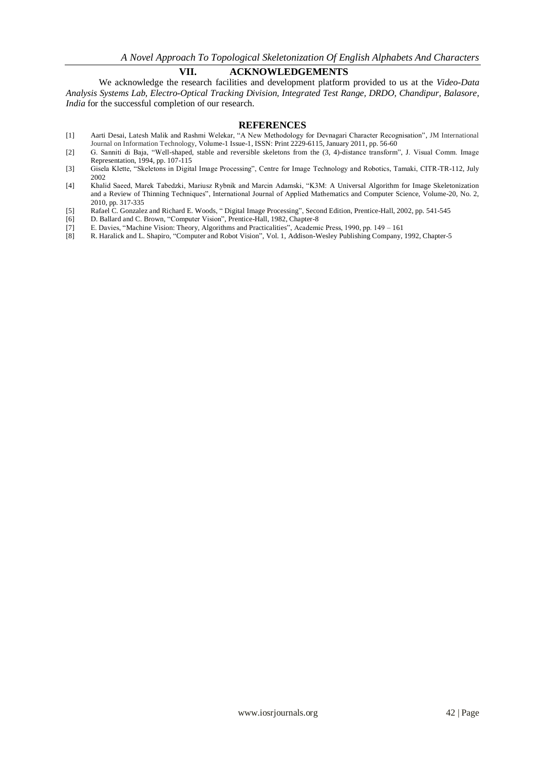## VII. ACKNOWLEDGEMENTS

We acknowledge the research facilities and development platform provided to us at the *Video-Data Analysis Systems Lab, Electro-Optical Tracking Division, Integrated Test Range, DRDO, Chandipur, Balasore, India* for the successful completion of our research.

## REFERENCES

[1] Aarti Desai, Latesh Malik and Rashmi Welekar, "A New Methodology for Devnagari Character Recognisation", JM International Journal on Information Technology, Volume-1 Issue-1, ISSN: Print 2229-6115, January 2011, pp. 56-60

[2] G. Sanniti di Baja, "Well-shaped, stable and reversible skeletons from the (3, 4)-distance transform", J. Visual Comm. Image Representation, 1994, pp. 107-115

[3] Gisela Klette, "Skeletons in Digital Image Processing", Centre for Image Technology and Robotics, Tamaki, CITR-TR-112, July 2002

[4] Khalid Saeed, Marek Tabedzki, Mariusz Rybnik and Marcin Adamski, "K3M: A Universal Algorithm for Image Skeletonization and a Review of Thinning Techniques", International Journal of Applied Mathematics and Computer Science, Volume-20, No. 2, 2010, pp. 317-335

[5] Rafael C. Gonzalez and Richard E. Woods, " Digital Image Processing", Second Edition, Prentice-Hall, 2002, pp. 541-545

[6] D. Ballard and C. Brown, "Computer Vision", Prentice-Hall, 1982, Chapter-8

[7] E. Davies, "Machine Vision: Theory, Algorithms and Practicalities", Academic Press, 1990, pp. 149 – 161

[8] R. Haralick and L. Shapiro, "Computer and Robot Vision", Vol. 1, Addison-Wesley Publishing Company, 1992, Chapter-5